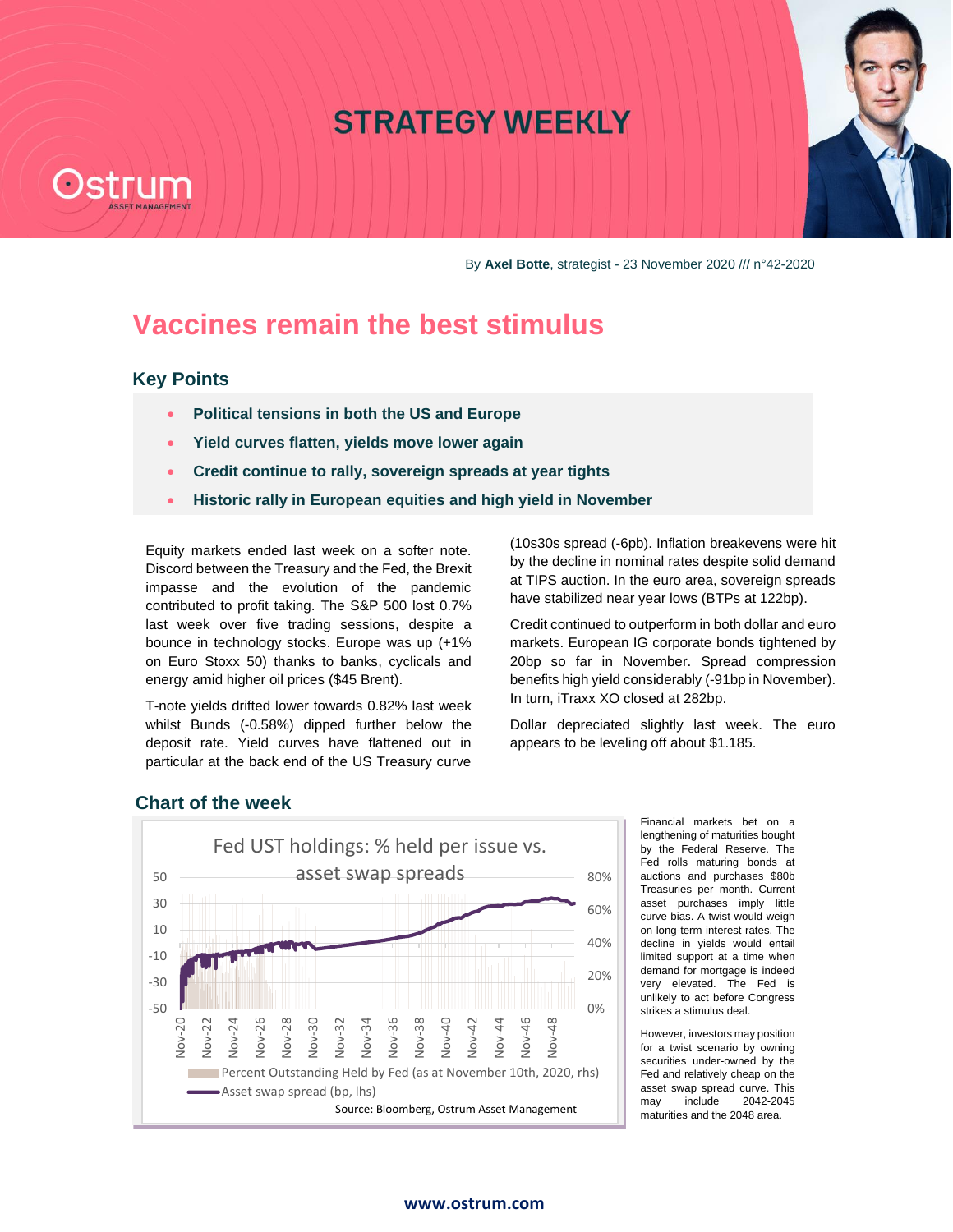# STRATEGY WEEKLY

By **Axel Botte**, strategist - 23 November 2020 /// n°42-2020

## Vaccines remain the best stimulus

### Key Points

- **Political tensions in both the US and Europe**
- **Yield curves flatten, yields move lower again**
- **Credit continue to rally, sovereign spreads at year tights**
- **Historic rally in European equities and high yield in November**

Equity markets ended last week on a softer note. Discord between the Treasury and the Fed, the Brexit impasse and the evolution of the pandemic contributed to profit taking. The S&P 500 lost 0.7% last week over five trading sessions, despite a bounce in technology stocks. Europe was up (+1% on Euro Stoxx 50) thanks to banks, cyclicals and energy amid higher oil prices ($45 Brent).

T-note yields drifted lower towards 0.82% last week whilst Bunds (-0.58%) dipped further below the deposit rate. Yield curves have flattened out in particular at the back end of the US Treasury curve (10s30s spread (-6pb). Inflation breakevens were hit by the decline in nominal rates despite solid demand at TIPS auction. In the euro area, sovereign spreads have stabilized near year lows (BTPs at 122bp).

Credit continued to outperform in both dollar and euro markets. European IG corporate bonds tightened by 20bp so far in November. Spread compression benefits high yield considerably (-91bp in November). In turn, iTraxx XO closed at 282bp.

Dollar depreciated slightly last week. The euro appears to be leveling off about $1.185.

### Chart of the week

Fed UST holdings: % held per issue vs. asset swap spreads

Percent Outstanding Held by Fed (as at November 10th, 2020, rhs)
Asset swap spread (bp, lhs)

Source: Bloomberg, Ostrum Asset Management

Financial markets bet on a lengthening of maturities bought by the Federal Reserve. The Fed rolls maturing bonds at auctions and purchases $80b Treasuries per month. Current asset purchases imply little curve bias. A twist would weigh on long-term interest rates. The decline in yields would entail limited support at a time when demand for mortgage is indeed very elevated. The Fed is unlikely to act before Congress strikes a stimulus deal.

However, investors may position for a twist scenario by owning securities under-owned by the Fed and relatively cheap on the asset swap spread curve. This may include 2042-2045 maturities and the 2048 area.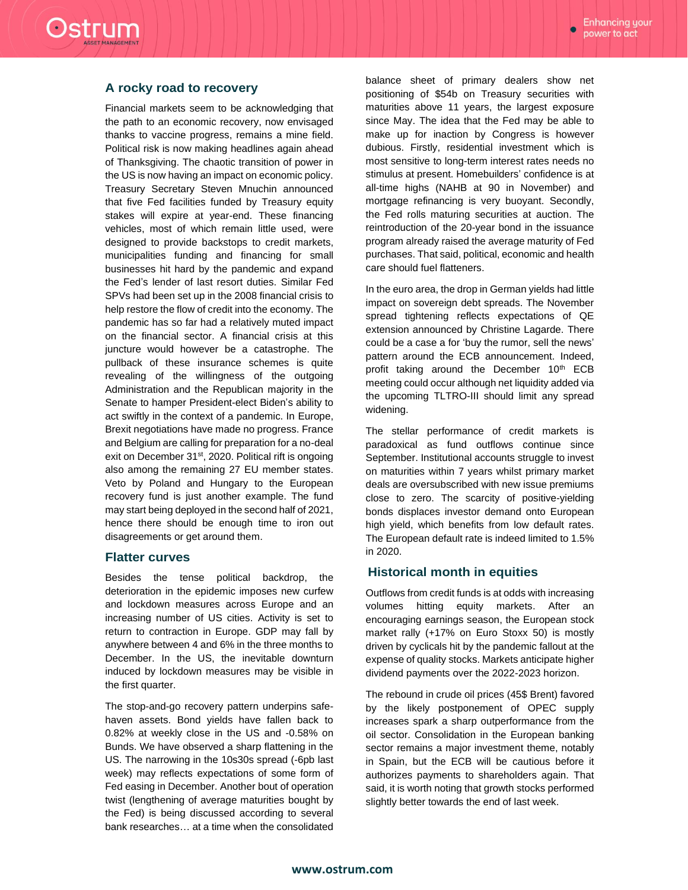## A rocky road to recovery

Financial markets seem to be acknowledging that the path to an economic recovery, now envisaged thanks to vaccine progress, remains a mine field. Political risk is now making headlines again ahead of Thanksgiving. The chaotic transition of power in the US is now having an impact on economic policy. Treasury Secretary Steven Mnuchin announced that five Fed facilities funded by Treasury equity stakes will expire at year-end. These financing vehicles, most of which remain little used, were designed to provide backstops to credit markets, municipalities funding and financing for small businesses hit hard by the pandemic and expand the Fed's lender of last resort duties. Similar Fed SPVs had been set up in the 2008 financial crisis to help restore the flow of credit into the economy. The pandemic has so far had a relatively muted impact on the financial sector. A financial crisis at this juncture would however be a catastrophe. The pullback of these insurance schemes is quite revealing of the willingness of the outgoing Administration and the Republican majority in the Senate to hamper President-elect Biden's ability to act swiftly in the context of a pandemic. In Europe, Brexit negotiations have made no progress. France and Belgium are calling for preparation for a no-deal exit on December 31st, 2020. Political rift is ongoing also among the remaining 27 EU member states. Veto by Poland and Hungary to the European recovery fund is just another example. The fund may start being deployed in the second half of 2021, hence there should be enough time to iron out disagreements or get around them.

## Flatter curves

Besides the tense political backdrop, the deterioration in the epidemic imposes new curfew and lockdown measures across Europe and an increasing number of US cities. Activity is set to return to contraction in Europe. GDP may fall by anywhere between 4 and 6% in the three months to December. In the US, the inevitable downturn induced by lockdown measures may be visible in the first quarter.

The stop-and-go recovery pattern underpins safe-haven assets. Bond yields have fallen back to 0.82% at weekly close in the US and -0.58% on Bunds. We have observed a sharp flattening in the US. The narrowing in the 10s30s spread (-6pb last week) may reflect expectations of some form of Fed easing in December. Another bout of operation twist (lengthening of average maturities bought by the Fed) is being discussed according to several bank researches… at a time when the consolidated balance sheet of primary dealers show net positioning of $54b on Treasury securities with maturities above 11 years, the largest exposure since May. The idea that the Fed may be able to make up for inaction by Congress is however dubious. Firstly, residential investment which is most sensitive to long-term interest rates needs no stimulus at present. Homebuilders' confidence is at all-time highs (NAHB at 90 in November) and mortgage refinancing is very buoyant. Secondly, the Fed rolls maturing securities at auction. The reintroduction of the 20-year bond in the issuance program already raised the average maturity of Fed purchases. That said, political, economic and health care should fuel flatteners.

In the euro area, the drop in German yields had little impact on sovereign debt spreads. The November spread tightening reflects expectations of QE extension announced by Christine Lagarde. There could be a case a for 'buy the rumor, sell the news' pattern around the ECB announcement. Indeed, profit taking around the December 10th ECB meeting could occur although net liquidity added via the upcoming TLTRO-III should limit any spread widening.

The stellar performance of credit markets is paradoxical as fund outflows continue since September. Institutional accounts struggle to invest on maturities within 7 years whilst primary market deals are oversubscribed with new issue premiums close to zero. The scarcity of positive-yielding bonds displaces investor demand onto European high yield, which benefits from low default rates. The European default rate is indeed limited to 1.5% in 2020.

## Historical month in equities

Outflows from credit funds is at odds with increasing volumes hitting equity markets. After an encouraging earnings season, the European stock market rally (+17% on Euro Stoxx 50) is mostly driven by cyclicals hit by the pandemic fallout at the expense of quality stocks. Markets anticipate higher dividend payments over the 2022-2023 horizon.

The rebound in crude oil prices (45$ Brent) favored by the likely postponement of OPEC supply increases spark a sharp outperformance from the oil sector. Consolidation in the European banking sector remains a major investment theme, notably in Spain, but the ECB will be cautious before it authorizes payments to shareholders again. That said, it is worth noting that growth stocks performed slightly better towards the end of last week.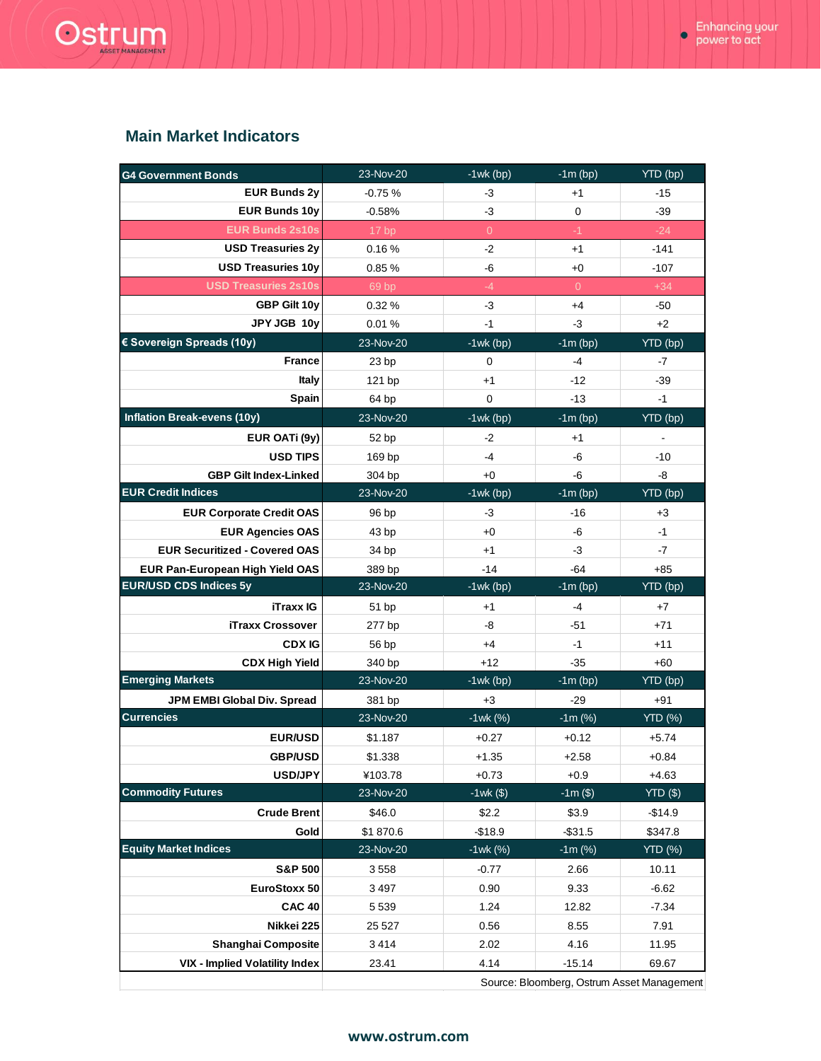## Main Market Indicators

| G4 Government Bonds | 23-Nov-20 | -1wk (bp) | -1m (bp) | YTD (bp) |
|---|---|---|---|---|
| EUR Bunds 2y | -0.75 % | -3 | +1 | -15 |
| EUR Bunds 10y | -0.58% | -3 | 0 | -39 |
| EUR Bunds 2s10s | 17 bp | 0 | -1 | -24 |
| USD Treasuries 2y | 0.16 % | -2 | +1 | -141 |
| USD Treasuries 10y | 0.85 % | -6 | +0 | -107 |
| USD Treasuries 2s10s | 69 bp | -4 | 0 | +34 |
| GBP Gilt 10y | 0.32 % | -3 | +4 | -50 |
| JPY JGB 10y | 0.01 % | -1 | -3 | +2 |
| **€ Sovereign Spreads (10y)** | **23-Nov-20** | **-1wk (bp)** | **-1m (bp)** | **YTD (bp)** |
| France | 23 bp | 0 | -4 | -7 |
| Italy | 121 bp | +1 | -12 | -39 |
| Spain | 64 bp | 0 | -13 | -1 |
| **Inflation Break-evens (10y)** | **23-Nov-20** | **-1wk (bp)** | **-1m (bp)** | **YTD (bp)** |
| EUR OATi (9y) | 52 bp | -2 | +1 | - |
| USD TIPS | 169 bp | -4 | -6 | -10 |
| GBP Gilt Index-Linked | 304 bp | +0 | -6 | -8 |
| **EUR Credit Indices** | **23-Nov-20** | **-1wk (bp)** | **-1m (bp)** | **YTD (bp)** |
| EUR Corporate Credit OAS | 96 bp | -3 | -16 | +3 |
| EUR Agencies OAS | 43 bp | +0 | -6 | -1 |
| EUR Securitized - Covered OAS | 34 bp | +1 | -3 | -7 |
| EUR Pan-European High Yield OAS | 389 bp | -14 | -64 | +85 |
| **EUR/USD CDS Indices 5y** | **23-Nov-20** | **-1wk (bp)** | **-1m (bp)** | **YTD (bp)** |
| iTraxx IG | 51 bp | +1 | -4 | +7 |
| iTraxx Crossover | 277 bp | -8 | -51 | +71 |
| CDX IG | 56 bp | +4 | -1 | +11 |
| CDX High Yield | 340 bp | +12 | -35 | +60 |
| **Emerging Markets** | **23-Nov-20** | **-1wk (bp)** | **-1m (bp)** | **YTD (bp)** |
| JPM EMBI Global Div. Spread | 381 bp | +3 | -29 | +91 |
| **Currencies** | **23-Nov-20** | **-1wk (%)** | **-1m (%)** | **YTD (%)** |
| EUR/USD | $1.187 | +0.27 | +0.12 | +5.74 |
| GBP/USD | $1.338 | +1.35 | +2.58 | +0.84 |
| USD/JPY | ¥103.78 | +0.73 | +0.9 | +4.63 |
| **Commodity Futures** | **23-Nov-20** | **-1wk ($)** | **-1m ($)** | **YTD ($)** |
| Crude Brent | $46.0 | $2.2 | $3.9 | -$14.9 |
| Gold | $1 870.6 | -$18.9 | -$31.5 | $347.8 |
| **Equity Market Indices** | **23-Nov-20** | **-1wk (%)** | **-1m (%)** | **YTD (%)** |
| S&P 500 | 3 558 | -0.77 | 2.66 | 10.11 |
| EuroStoxx 50 | 3 497 | 0.90 | 9.33 | -6.62 |
| CAC 40 | 5 539 | 1.24 | 12.82 | -7.34 |
| Nikkei 225 | 25 527 | 0.56 | 8.55 | 7.91 |
| Shanghai Composite | 3 414 | 2.02 | 4.16 | 11.95 |
| VIX - Implied Volatility Index | 23.41 | 4.14 | -15.14 | 69.67 |

Source: Bloomberg, Ostrum Asset Management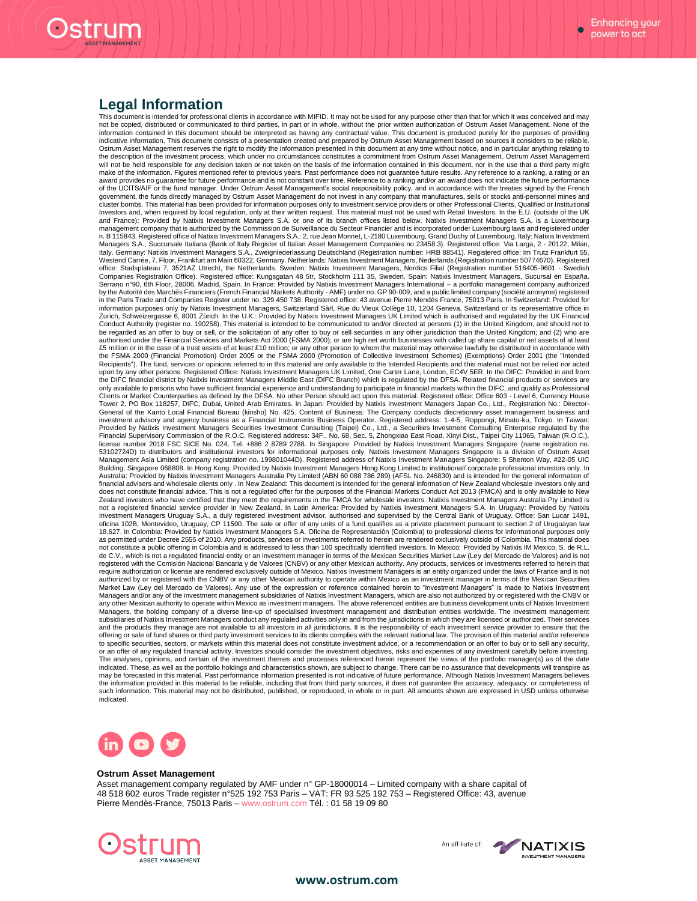## Legal Information

This document is intended for professional clients in accordance with MIFID. It may not be used for any purpose other than that for which it was conceived and may not be copied, distributed or communicated to third parties, in part or in whole, without the prior written authorization of Ostrum Asset Management. None of the information contained in this document should be interpreted as having any contractual value. This document is produced purely for the purposes of providing indicative information. This document consists of a presentation created and prepared by Ostrum Asset Management based on sources it considers to be reliable. Ostrum Asset Management reserves the right to modify the information presented in this document at any time without notice, and in particular anything relating to the description of the investment process, which under no circumstances constitutes a commitment from Ostrum Asset Management. Ostrum Asset Management will not be held responsible for any decision taken or not taken on the basis of the information contained in this document, nor in the use that a third party might make of the information. Figures mentioned refer to previous years. Past performance does not guarantee future results. Any reference to a ranking, a rating or an award provides no guarantee for future performance and is not constant over time. Reference to a ranking and/or an award does not indicate the future performance of the UCITS/AIF or the fund manager. Under Ostrum Asset Management's social responsibility policy, and in accordance with the treaties signed by the French government, the funds directly managed by Ostrum Asset Management do not invest in any company that manufactures, sells or stocks anti-personnel mines and cluster bombs. This material has been provided for information purposes only to investment service providers or other Professional Clients, Qualified or Institutional Investors and, when required by local regulation, only at their written request. This material must not be used with Retail Investors. In the E.U. (outside of the UK and France): Provided by Natixis Investment Managers S.A. or one of its branch offices listed below. Natixis Investment Managers S.A. is a Luxembourg management company that is authorized by the Commission de Surveillance du Secteur Financier and is incorporated under Luxembourg laws and registered under n. B 115843. Registered office of Natixis Investment Managers S.A.: 2, rue Jean Monnet, L-2180 Luxembourg, Grand Duchy of Luxembourg. Italy: Natixis Investment Managers S.A., Succursale Italiana (Bank of Italy Register of Italian Asset Management Companies no 23458.3). Registered office: Via Larga, 2 - 20122, Milan, Italy. Germany: Natixis Investment Managers S.A., Zweigniederlassung Deutschland (Registration number: HRB 88541). Registered office: Im Trutz Frankfurt 55, Westend Carrée, 7. Floor, Frankfurt am Main 60322, Germany. Netherlands: Natixis Investment Managers, Nederlands (Registration number 50774670). Registered office: Stadsplateau 7, 3521AZ Utrecht, the Netherlands. Sweden: Natixis Investment Managers, Nordics Filial (Registration number 516405-9601 - Swedish Companies Registration Office). Registered office: Kungsgatan 48 5tr, Stockholm 111 35, Sweden. Spain: Natixis Investment Managers, Sucursal en España. Serrano n°90, 6th Floor, 28006, Madrid, Spain. In France: Provided by Natixis Investment Managers International – a portfolio management company authorized by the Autorité des Marchés Financiers (French Financial Markets Authority - AMF) under no. GP 90-009, and a public limited company (société anonyme) registered in the Paris Trade and Companies Register under no. 329 450 738. Registered office: 43 avenue Pierre Mendès France, 75013 Paris. In Switzerland: Provided for information purposes only by Natixis Investment Managers, Switzerland Sàrl, Rue du Vieux Collège 10, 1204 Geneva, Switzerland or its representative office in Zurich, Schweizergasse 6, 8001 Zürich. In the U.K.: Provided by Natixis Investment Managers UK Limited which is authorised and regulated by the UK Financial Conduct Authority (register no. 190258). This material is intended to be communicated to and/or directed at persons (1) in the United Kingdom, and should not to be regarded as an offer to buy or sell, or the solicitation of any offer to buy or sell securities in any other jurisdiction than the United Kingdom; and (2) who are authorised under the Financial Services and Markets Act 2000 (FSMA 2000); or are high net worth businesses with called up share capital or net assets of at least £5 million or in the case of a trust assets of at least £10 million; or any other person to whom the material may otherwise lawfully be distributed in accordance with the FSMA 2000 (Financial Promotion) Order 2005 or the FSMA 2000 (Promotion of Collective Investment Schemes) (Exemptions) Order 2001 (the "Intended Recipients"). The fund, services or opinions referred to in this material are only available to the Intended Recipients and this material must not be relied nor acted upon by any other persons. Registered Office: Natixis Investment Managers UK Limited, One Carter Lane, London, EC4V 5ER. In the DIFC: Provided in and from the DIFC financial district by Natixis Investment Managers Middle East (DIFC Branch) which is regulated by the DFSA. Related financial products or services are only available to persons who have sufficient financial experience and understanding to participate in financial markets within the DIFC, and qualify as Professional Clients or Market Counterparties as defined by the DFSA. No other Person should act upon this material. Registered office: Office 603 - Level 6, Currency House Tower 2, PO Box 118257, DIFC, Dubai, United Arab Emirates. In Japan: Provided by Natixis Investment Managers Japan Co., Ltd., Registration No.: Director-General of the Kanto Local Financial Bureau (kinsho) No. 425. Content of Business: The Company conducts discretionary asset management business and investment advisory and agency business as a Financial Instruments Business Operator. Registered address: 1-4-5, Roppongi, Minato-ku, Tokyo. In Taiwan: Provided by Natixis Investment Managers Securities Investment Consulting (Taipei) Co., Ltd., a Securities Investment Consulting Enterprise regulated by the Financial Supervisory Commission of the R.O.C. Registered address: 34F., No. 68, Sec. 5, Zhongxiao East Road, Xinyi Dist., Taipei City 11065, Taiwan (R.O.C.), license number 2018 FSC SICE No. 024, Tel. +886 2 8789 2788. In Singapore: Provided by Natixis Investment Managers Singapore (name registration no. 53102724D) to distributors and institutional investors for informational purposes only. Natixis Investment Managers Singapore is a division of Ostrum Asset Management Asia Limited (company registration no. 199801044D). Registered address of Natixis Investment Managers Singapore: 5 Shenton Way, #22-05 UIC Building, Singapore 068808. In Hong Kong: Provided by Natixis Investment Managers Hong Kong Limited to institutional/ corporate professional investors only. In Australia: Provided by Natixis Investment Managers Australia Pty Limited (ABN 60 088 786 289) (AFSL No. 246830) and is intended for the general information of financial advisers and wholesale clients only . In New Zealand: This document is intended for the general information of New Zealand wholesale investors only and does not constitute financial advice. This is not a regulated offer for the purposes of the Financial Markets Conduct Act 2013 (FMCA) and is only available to New Zealand investors who have certified that they meet the requirements in the FMCA for wholesale investors. Natixis Investment Managers Australia Pty Limited is not a registered financial service provider in New Zealand. In Latin America: Provided by Natixis Investment Managers S.A. In Uruguay: Provided by Natixis Investment Managers Uruguay S.A., a duly registered investment advisor, authorised and supervised by the Central Bank of Uruguay. Office: San Lucar 1491, oficina 102B, Montevideo, Uruguay, CP 11500. The sale or offer of any units of a fund qualifies as a private placement pursuant to section 2 of Uruguayan law 18,627. In Colombia: Provided by Natixis Investment Managers S.A. Oficina de Representación (Colombia) to professional clients for informational purposes only as permitted under Decree 2555 of 2010. Any products, services or investments referred to herein are rendered exclusively outside of Colombia. This material does not constitute a public offering in Colombia and is addressed to less than 100 specifically identified investors. In Mexico: Provided by Natixis IM Mexico, S. de R.L. de C.V., which is not a regulated financial entity or an investment manager in terms of the Mexican Securities Market Law (Ley del Mercado de Valores) and is not registered with the Comisión Nacional Bancaria y de Valores (CNBV) or any other Mexican authority. Any products, services or investments referred to herein that require authorization or license are rendered exclusively outside of Mexico. Natixis Investment Managers is an entity organized under the laws of France and is not authorized by or registered with the CNBV or any other Mexican authority to operate within Mexico as an investment manager in terms of the Mexican Securities Market Law (Ley del Mercado de Valores). Any use of the expression or reference contained herein to "Investment Managers" is made to Natixis Investment Managers and/or any of the investment management subsidiaries of Natixis Investment Managers, which are also not authorized by or registered with the CNBV or any other Mexican authority to operate within Mexico as investment managers. The above referenced entities are business development units of Natixis Investment Managers, the holding company of a diverse line-up of specialised investment management and distribution entities worldwide. The investment management subsidiaries of Natixis Investment Managers conduct any regulated activities only in and from the jurisdictions in which they are licensed or authorized. Their services and the products they manage are not available to all investors in all jurisdictions. It is the responsibility of each investment service provider to ensure that the offering or sale of fund shares or third party investment services to its clients complies with the relevant national law. The provision of this material and/or reference to specific securities, sectors, or markets within this material does not constitute investment advice, or a recommendation or an offer to buy or to sell any security, or an offer of any regulated financial activity. Investors should consider the investment objectives, risks and expenses of any investment carefully before investing. The analyses, opinions, and certain of the investment themes and processes referenced herein represent the views of the portfolio manager(s) as of the date indicated. These, as well as the portfolio holdings and characteristics shown, are subject to change. There can be no assurance that developments will transpire as may be forecasted in this material. Past performance information presented is not indicative of future performance. Although Natixis Investment Managers believes the information provided in this material to be reliable, including that from third party sources, it does not guarantee the accuracy, adequacy, or completeness of such information. This material may not be distributed, published, or reproduced, in whole or in part. All amounts shown are expressed in USD unless otherwise indicated.

**Ostrum Asset Management**

Asset management company regulated by AMF under n° GP-18000014 – Limited company with a share capital of 48 518 602 euros Trade register n°525 192 753 Paris – VAT: FR 93 525 192 753 – Registered Office: 43, avenue Pierre Mendès-France, 75013 Paris – www.ostrum.com Tél. : 01 58 19 09 80

An affiliate of: NATIXIS INVESTMENT MANAGERS

www.ostrum.com